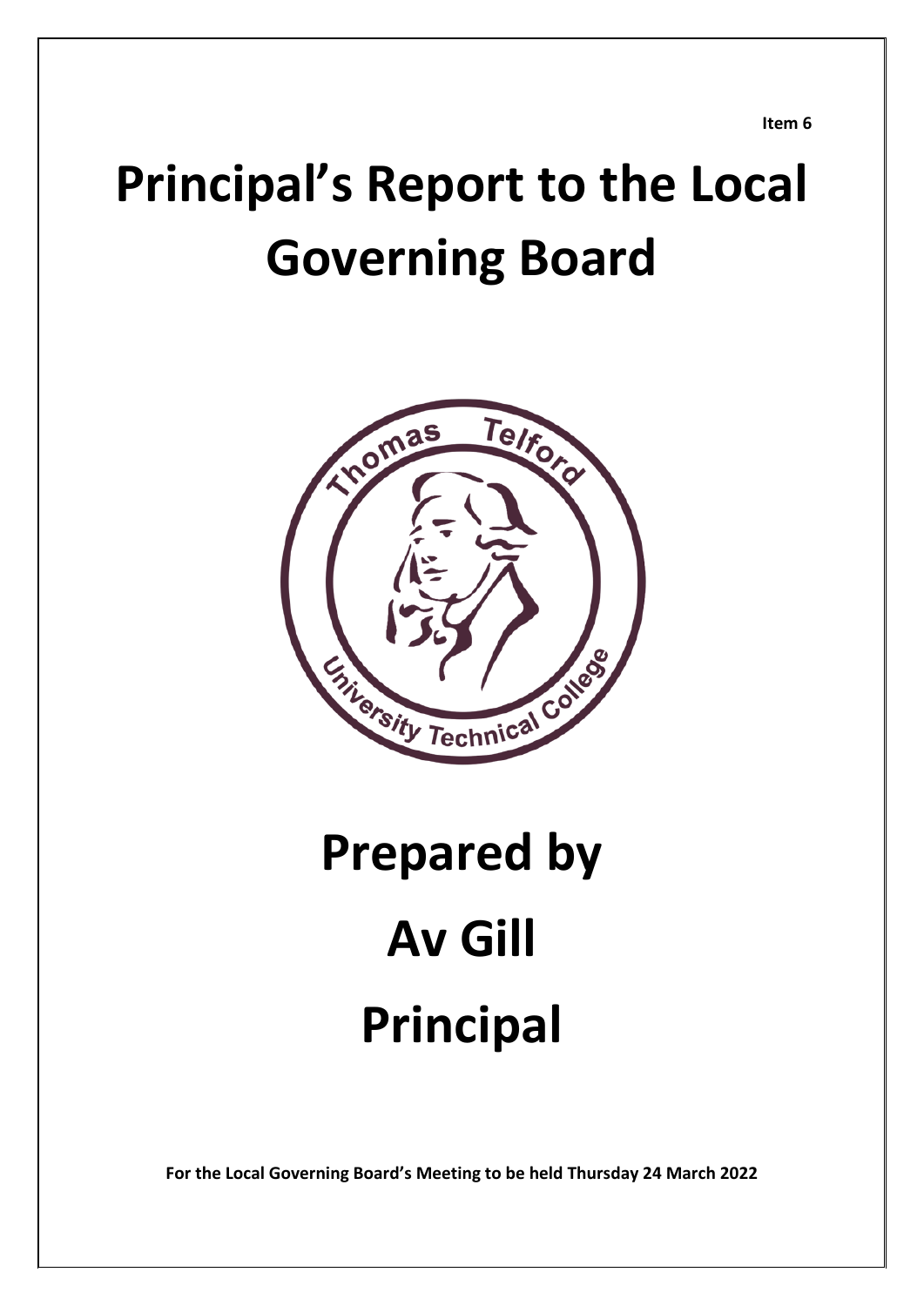**Item 6**

# Principal's Report to the Local Governing Board

# Prepared by

# Av Gill

# Principal

**For the Local Governing Board's Meeting to be held Thursday 24 March 2022**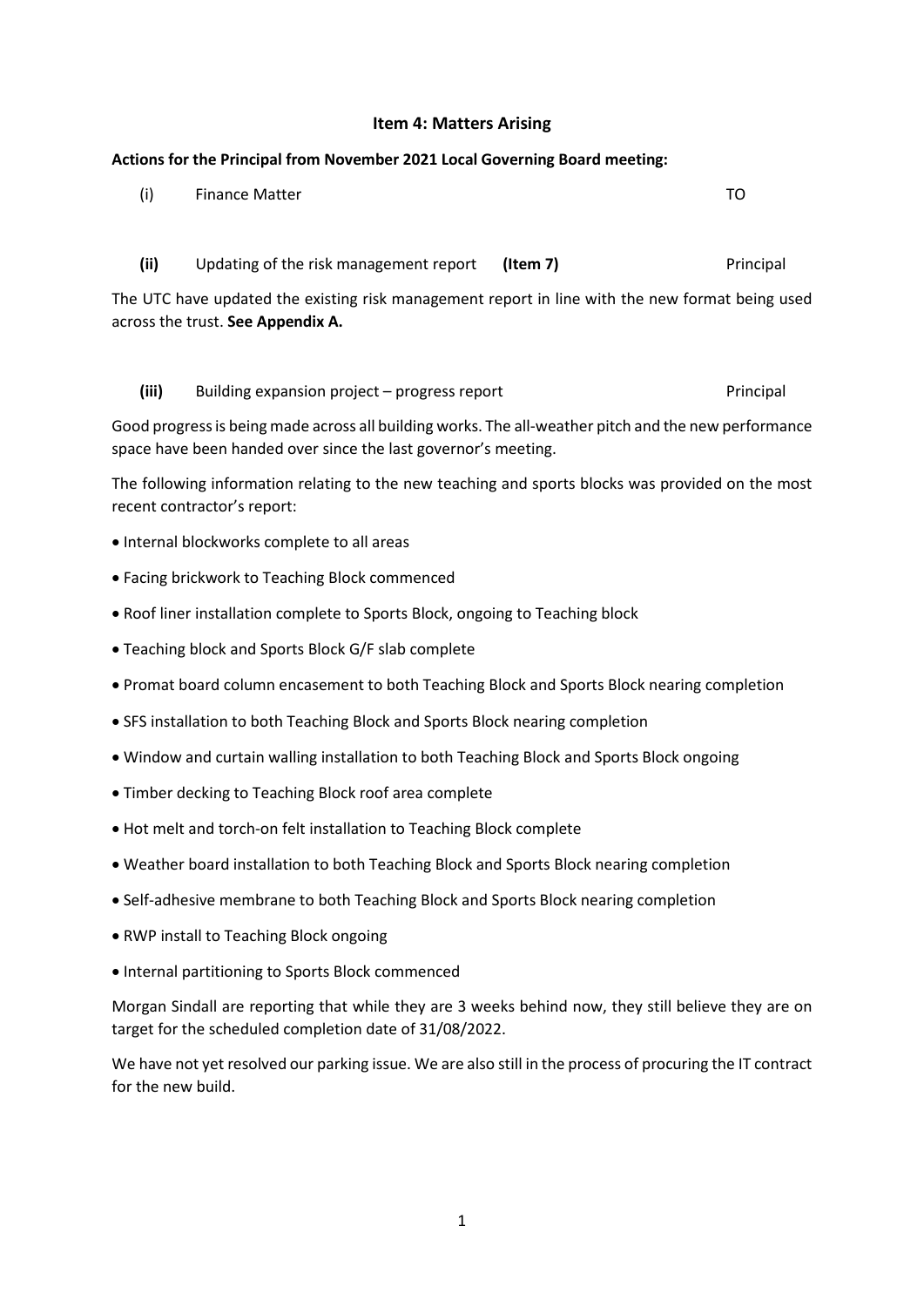## Item 4: Matters Arising

**Actions for the Principal from November 2021 Local Governing Board meeting:**

(i) Finance Matter — TO

**(ii)** Updating of the risk management report **(Item 7)** — Principal

The UTC have updated the existing risk management report in line with the new format being used across the trust. **See Appendix A.**

**(iii)** Building expansion project – progress report — Principal

Good progress is being made across all building works. The all-weather pitch and the new performance space have been handed over since the last governor's meeting.

The following information relating to the new teaching and sports blocks was provided on the most recent contractor's report:

- Internal blockworks complete to all areas
- Facing brickwork to Teaching Block commenced
- Roof liner installation complete to Sports Block, ongoing to Teaching block
- Teaching block and Sports Block G/F slab complete
- Promat board column encasement to both Teaching Block and Sports Block nearing completion
- SFS installation to both Teaching Block and Sports Block nearing completion
- Window and curtain walling installation to both Teaching Block and Sports Block ongoing
- Timber decking to Teaching Block roof area complete
- Hot melt and torch-on felt installation to Teaching Block complete
- Weather board installation to both Teaching Block and Sports Block nearing completion
- Self-adhesive membrane to both Teaching Block and Sports Block nearing completion
- RWP install to Teaching Block ongoing
- Internal partitioning to Sports Block commenced

Morgan Sindall are reporting that while they are 3 weeks behind now, they still believe they are on target for the scheduled completion date of 31/08/2022.

We have not yet resolved our parking issue. We are also still in the process of procuring the IT contract for the new build.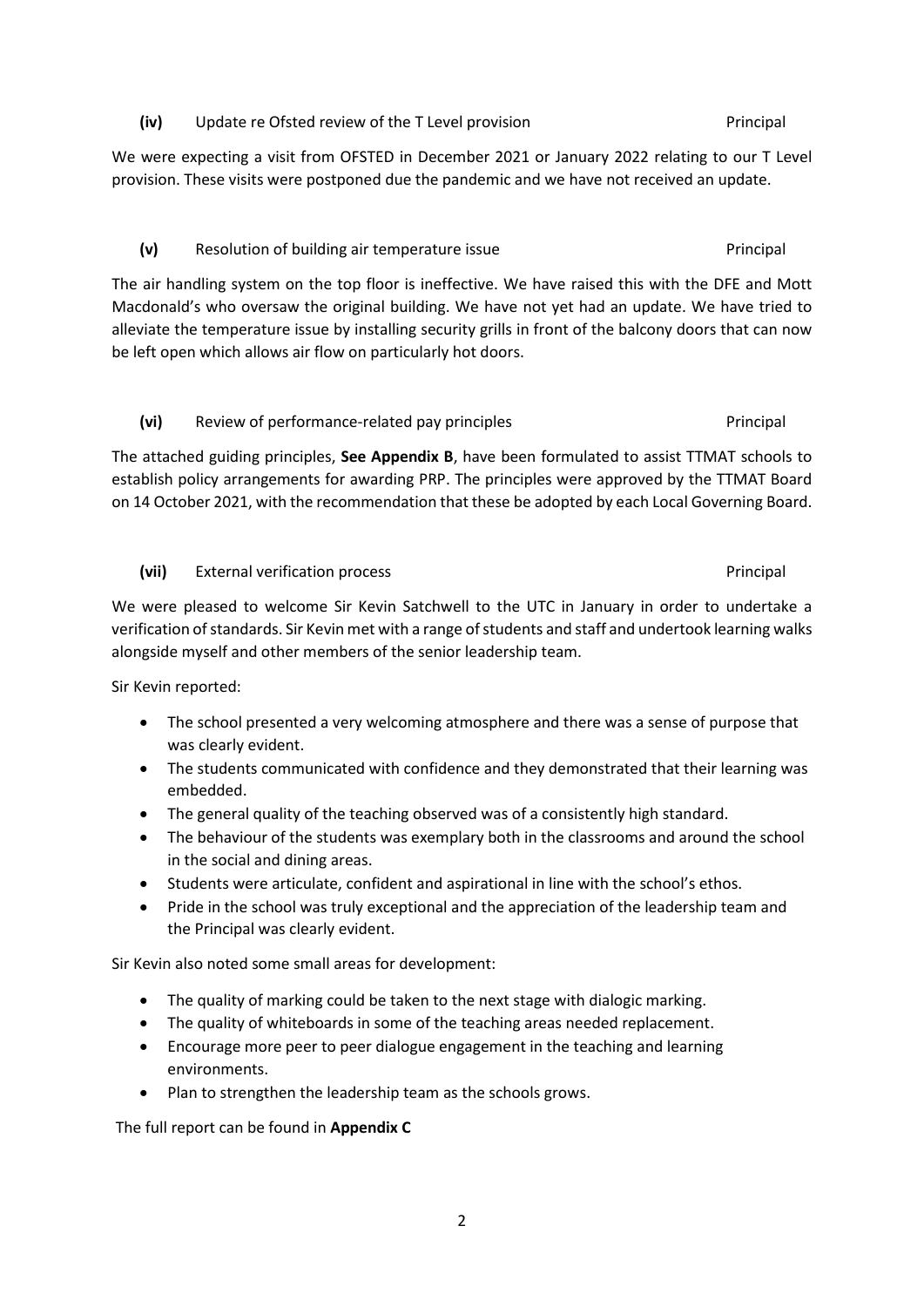**(iv)** Update re Ofsted review of the T Level provision Principal

We were expecting a visit from OFSTED in December 2021 or January 2022 relating to our T Level provision. These visits were postponed due the pandemic and we have not received an update.

**(v)** Resolution of building air temperature issue Principal

The air handling system on the top floor is ineffective. We have raised this with the DFE and Mott Macdonald's who oversaw the original building. We have not yet had an update. We have tried to alleviate the temperature issue by installing security grills in front of the balcony doors that can now be left open which allows air flow on particularly hot doors.

**(vi)** Review of performance-related pay principles Principal

The attached guiding principles, **See Appendix B**, have been formulated to assist TTMAT schools to establish policy arrangements for awarding PRP. The principles were approved by the TTMAT Board on 14 October 2021, with the recommendation that these be adopted by each Local Governing Board.

**(vii)** External verification process Principal

We were pleased to welcome Sir Kevin Satchwell to the UTC in January in order to undertake a verification of standards. Sir Kevin met with a range of students and staff and undertook learning walks alongside myself and other members of the senior leadership team.

Sir Kevin reported:

- The school presented a very welcoming atmosphere and there was a sense of purpose that was clearly evident.
- The students communicated with confidence and they demonstrated that their learning was embedded.
- The general quality of the teaching observed was of a consistently high standard.
- The behaviour of the students was exemplary both in the classrooms and around the school in the social and dining areas.
- Students were articulate, confident and aspirational in line with the school's ethos.
- Pride in the school was truly exceptional and the appreciation of the leadership team and the Principal was clearly evident.

Sir Kevin also noted some small areas for development:

- The quality of marking could be taken to the next stage with dialogic marking.
- The quality of whiteboards in some of the teaching areas needed replacement.
- Encourage more peer to peer dialogue engagement in the teaching and learning environments.
- Plan to strengthen the leadership team as the schools grows.

The full report can be found in **Appendix C**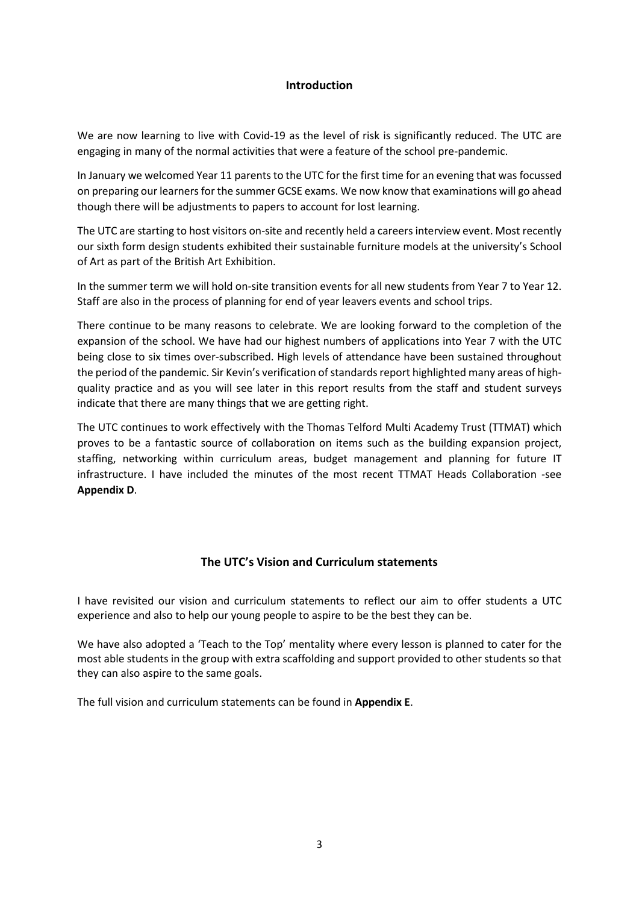## Introduction

We are now learning to live with Covid-19 as the level of risk is significantly reduced. The UTC are engaging in many of the normal activities that were a feature of the school pre-pandemic.

In January we welcomed Year 11 parents to the UTC for the first time for an evening that was focussed on preparing our learners for the summer GCSE exams. We now know that examinations will go ahead though there will be adjustments to papers to account for lost learning.

The UTC are starting to host visitors on-site and recently held a careers interview event. Most recently our sixth form design students exhibited their sustainable furniture models at the university's School of Art as part of the British Art Exhibition.

In the summer term we will hold on-site transition events for all new students from Year 7 to Year 12. Staff are also in the process of planning for end of year leavers events and school trips.

There continue to be many reasons to celebrate. We are looking forward to the completion of the expansion of the school. We have had our highest numbers of applications into Year 7 with the UTC being close to six times over-subscribed. High levels of attendance have been sustained throughout the period of the pandemic. Sir Kevin's verification of standards report highlighted many areas of high-quality practice and as you will see later in this report results from the staff and student surveys indicate that there are many things that we are getting right.

The UTC continues to work effectively with the Thomas Telford Multi Academy Trust (TTMAT) which proves to be a fantastic source of collaboration on items such as the building expansion project, staffing, networking within curriculum areas, budget management and planning for future IT infrastructure. I have included the minutes of the most recent TTMAT Heads Collaboration -see **Appendix D**.

## The UTC's Vision and Curriculum statements

I have revisited our vision and curriculum statements to reflect our aim to offer students a UTC experience and also to help our young people to aspire to be the best they can be.

We have also adopted a 'Teach to the Top' mentality where every lesson is planned to cater for the most able students in the group with extra scaffolding and support provided to other students so that they can also aspire to the same goals.

The full vision and curriculum statements can be found in **Appendix E**.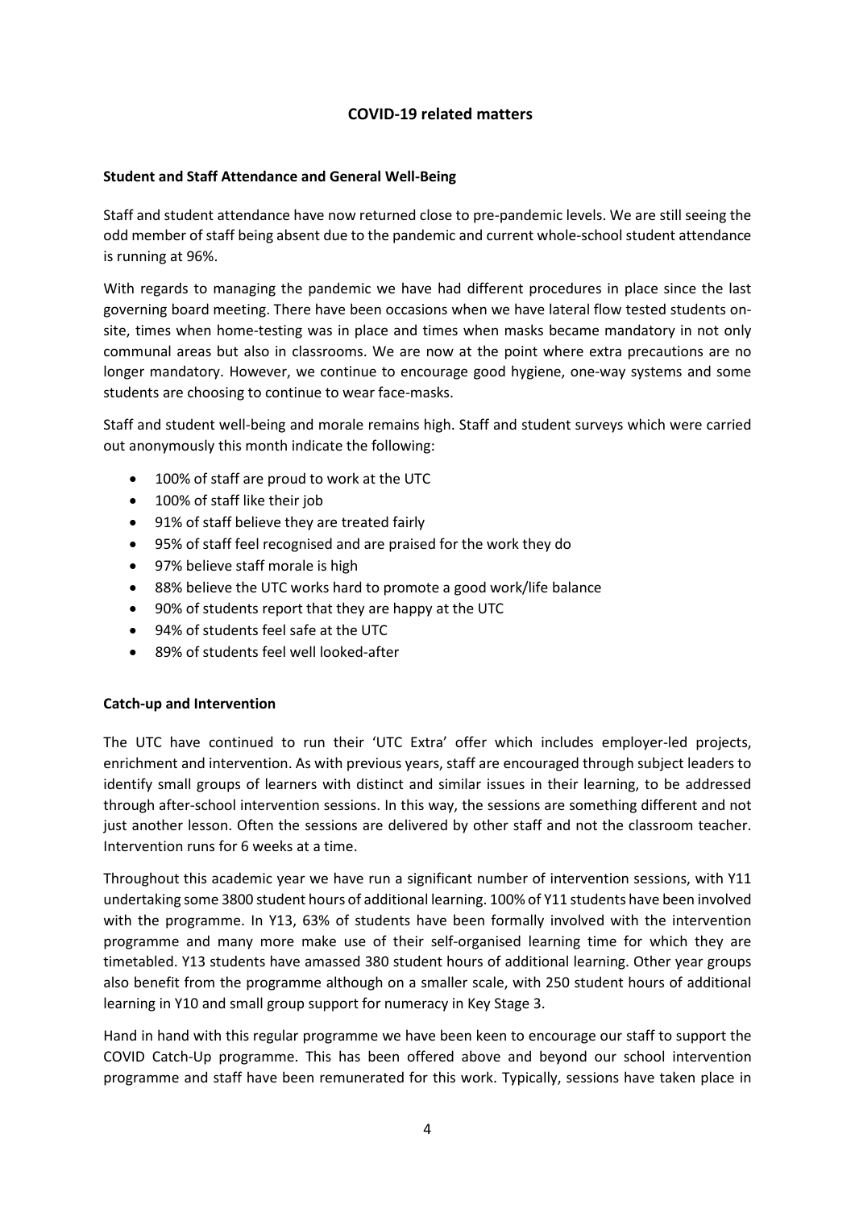## COVID-19 related matters

### Student and Staff Attendance and General Well-Being

Staff and student attendance have now returned close to pre-pandemic levels. We are still seeing the odd member of staff being absent due to the pandemic and current whole-school student attendance is running at 96%.

With regards to managing the pandemic we have had different procedures in place since the last governing board meeting. There have been occasions when we have lateral flow tested students on-site, times when home-testing was in place and times when masks became mandatory in not only communal areas but also in classrooms. We are now at the point where extra precautions are no longer mandatory. However, we continue to encourage good hygiene, one-way systems and some students are choosing to continue to wear face-masks.

Staff and student well-being and morale remains high. Staff and student surveys which were carried out anonymously this month indicate the following:

- 100% of staff are proud to work at the UTC
- 100% of staff like their job
- 91% of staff believe they are treated fairly
- 95% of staff feel recognised and are praised for the work they do
- 97% believe staff morale is high
- 88% believe the UTC works hard to promote a good work/life balance
- 90% of students report that they are happy at the UTC
- 94% of students feel safe at the UTC
- 89% of students feel well looked-after

### Catch-up and Intervention

The UTC have continued to run their 'UTC Extra' offer which includes employer-led projects, enrichment and intervention. As with previous years, staff are encouraged through subject leaders to identify small groups of learners with distinct and similar issues in their learning, to be addressed through after-school intervention sessions. In this way, the sessions are something different and not just another lesson. Often the sessions are delivered by other staff and not the classroom teacher. Intervention runs for 6 weeks at a time.

Throughout this academic year we have run a significant number of intervention sessions, with Y11 undertaking some 3800 student hours of additional learning. 100% of Y11 students have been involved with the programme. In Y13, 63% of students have been formally involved with the intervention programme and many more make use of their self-organised learning time for which they are timetabled. Y13 students have amassed 380 student hours of additional learning. Other year groups also benefit from the programme although on a smaller scale, with 250 student hours of additional learning in Y10 and small group support for numeracy in Key Stage 3.

Hand in hand with this regular programme we have been keen to encourage our staff to support the COVID Catch-Up programme. This has been offered above and beyond our school intervention programme and staff have been remunerated for this work. Typically, sessions have taken place in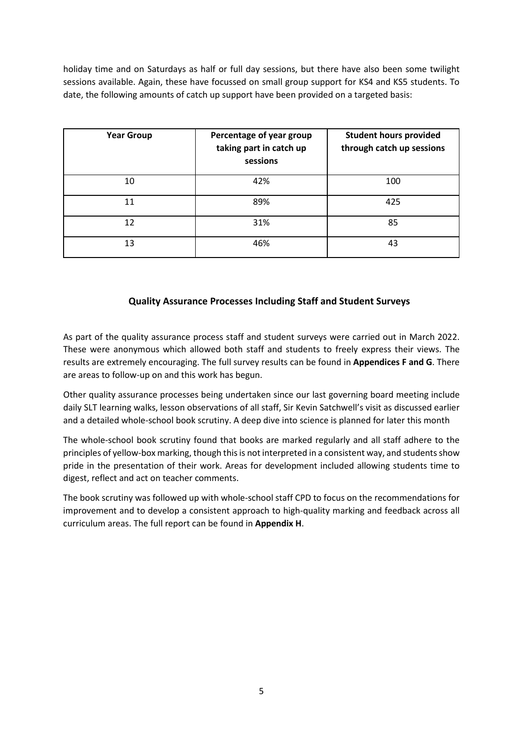holiday time and on Saturdays as half or full day sessions, but there have also been some twilight sessions available. Again, these have focussed on small group support for KS4 and KS5 students. To date, the following amounts of catch up support have been provided on a targeted basis:

| Year Group | Percentage of year group taking part in catch up sessions | Student hours provided through catch up sessions |
|---|---|---|
| 10 | 42% | 100 |
| 11 | 89% | 425 |
| 12 | 31% | 85 |
| 13 | 46% | 43 |

## Quality Assurance Processes Including Staff and Student Surveys

As part of the quality assurance process staff and student surveys were carried out in March 2022. These were anonymous which allowed both staff and students to freely express their views. The results are extremely encouraging. The full survey results can be found in **Appendices F and G**. There are areas to follow-up on and this work has begun.

Other quality assurance processes being undertaken since our last governing board meeting include daily SLT learning walks, lesson observations of all staff, Sir Kevin Satchwell's visit as discussed earlier and a detailed whole-school book scrutiny. A deep dive into science is planned for later this month

The whole-school book scrutiny found that books are marked regularly and all staff adhere to the principles of yellow-box marking, though this is not interpreted in a consistent way, and students show pride in the presentation of their work. Areas for development included allowing students time to digest, reflect and act on teacher comments.

The book scrutiny was followed up with whole-school staff CPD to focus on the recommendations for improvement and to develop a consistent approach to high-quality marking and feedback across all curriculum areas. The full report can be found in **Appendix H**.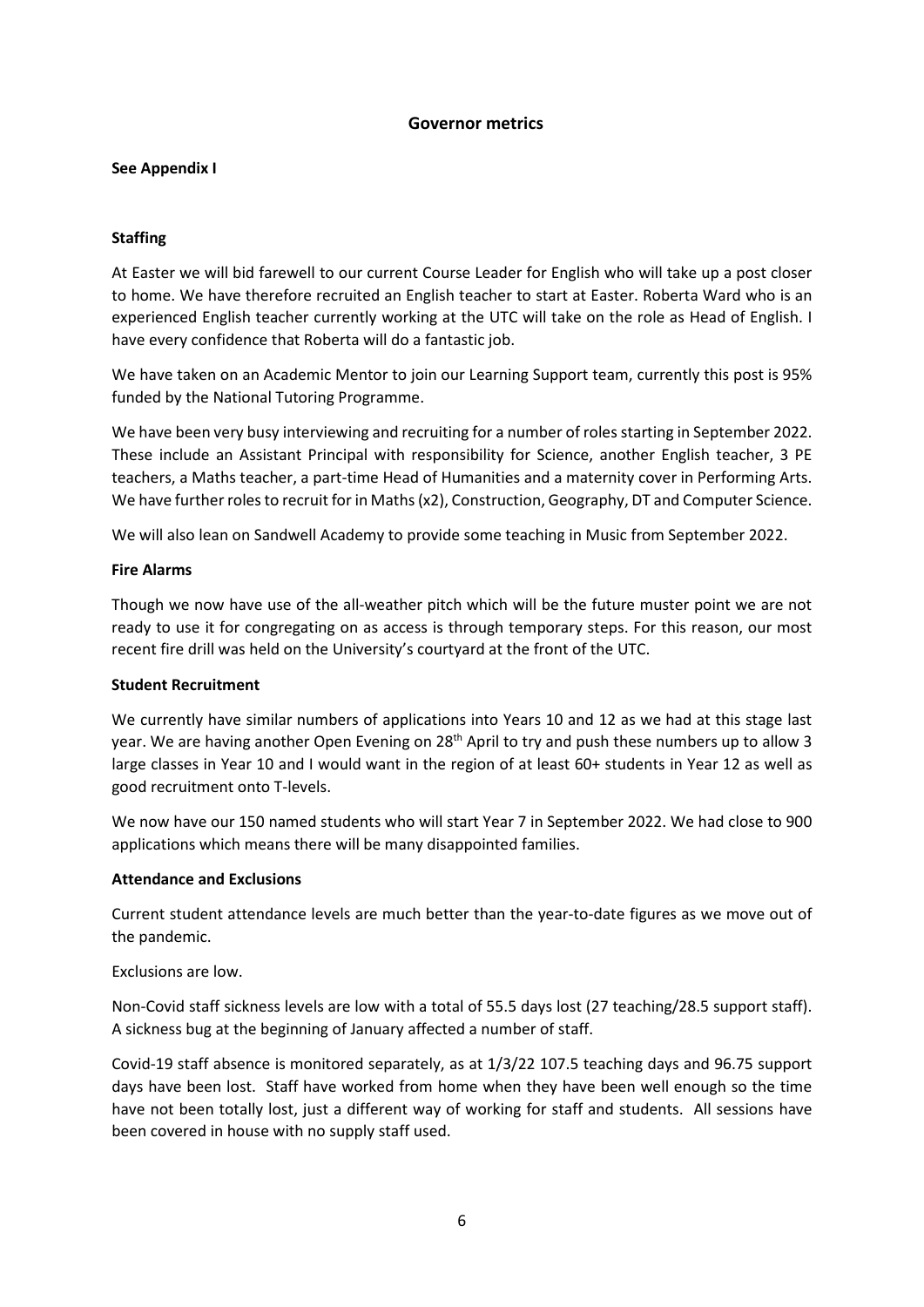## Governor metrics

**See Appendix I**

**Staffing**

At Easter we will bid farewell to our current Course Leader for English who will take up a post closer to home. We have therefore recruited an English teacher to start at Easter. Roberta Ward who is an experienced English teacher currently working at the UTC will take on the role as Head of English. I have every confidence that Roberta will do a fantastic job.

We have taken on an Academic Mentor to join our Learning Support team, currently this post is 95% funded by the National Tutoring Programme.

We have been very busy interviewing and recruiting for a number of roles starting in September 2022. These include an Assistant Principal with responsibility for Science, another English teacher, 3 PE teachers, a Maths teacher, a part-time Head of Humanities and a maternity cover in Performing Arts. We have further roles to recruit for in Maths (x2), Construction, Geography, DT and Computer Science.

We will also lean on Sandwell Academy to provide some teaching in Music from September 2022.

**Fire Alarms**

Though we now have use of the all-weather pitch which will be the future muster point we are not ready to use it for congregating on as access is through temporary steps. For this reason, our most recent fire drill was held on the University's courtyard at the front of the UTC.

**Student Recruitment**

We currently have similar numbers of applications into Years 10 and 12 as we had at this stage last year. We are having another Open Evening on 28th April to try and push these numbers up to allow 3 large classes in Year 10 and I would want in the region of at least 60+ students in Year 12 as well as good recruitment onto T-levels.

We now have our 150 named students who will start Year 7 in September 2022. We had close to 900 applications which means there will be many disappointed families.

**Attendance and Exclusions**

Current student attendance levels are much better than the year-to-date figures as we move out of the pandemic.

Exclusions are low.

Non-Covid staff sickness levels are low with a total of 55.5 days lost (27 teaching/28.5 support staff). A sickness bug at the beginning of January affected a number of staff.

Covid-19 staff absence is monitored separately, as at 1/3/22 107.5 teaching days and 96.75 support days have been lost. Staff have worked from home when they have been well enough so the time have not been totally lost, just a different way of working for staff and students. All sessions have been covered in house with no supply staff used.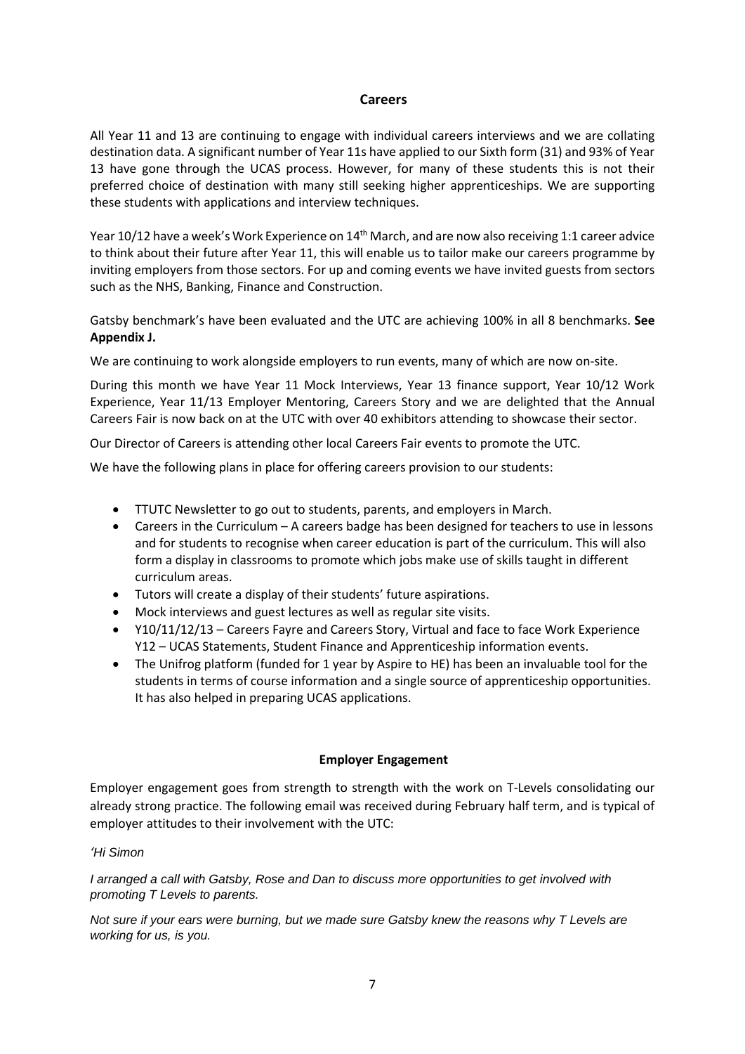## Careers

All Year 11 and 13 are continuing to engage with individual careers interviews and we are collating destination data. A significant number of Year 11s have applied to our Sixth form (31) and 93% of Year 13 have gone through the UCAS process. However, for many of these students this is not their preferred choice of destination with many still seeking higher apprenticeships. We are supporting these students with applications and interview techniques.

Year 10/12 have a week's Work Experience on 14th March, and are now also receiving 1:1 career advice to think about their future after Year 11, this will enable us to tailor make our careers programme by inviting employers from those sectors. For up and coming events we have invited guests from sectors such as the NHS, Banking, Finance and Construction.

Gatsby benchmark's have been evaluated and the UTC are achieving 100% in all 8 benchmarks. **See Appendix J.**

We are continuing to work alongside employers to run events, many of which are now on-site.

During this month we have Year 11 Mock Interviews, Year 13 finance support, Year 10/12 Work Experience, Year 11/13 Employer Mentoring, Careers Story and we are delighted that the Annual Careers Fair is now back on at the UTC with over 40 exhibitors attending to showcase their sector.

Our Director of Careers is attending other local Careers Fair events to promote the UTC.

We have the following plans in place for offering careers provision to our students:

- TTUTC Newsletter to go out to students, parents, and employers in March.
- Careers in the Curriculum – A careers badge has been designed for teachers to use in lessons and for students to recognise when career education is part of the curriculum. This will also form a display in classrooms to promote which jobs make use of skills taught in different curriculum areas.
- Tutors will create a display of their students' future aspirations.
- Mock interviews and guest lectures as well as regular site visits.
- Y10/11/12/13 – Careers Fayre and Careers Story, Virtual and face to face Work Experience Y12 – UCAS Statements, Student Finance and Apprenticeship information events.
- The Unifrog platform (funded for 1 year by Aspire to HE) has been an invaluable tool for the students in terms of course information and a single source of apprenticeship opportunities. It has also helped in preparing UCAS applications.

## Employer Engagement

Employer engagement goes from strength to strength with the work on T-Levels consolidating our already strong practice. The following email was received during February half term, and is typical of employer attitudes to their involvement with the UTC:

*'Hi Simon*

*I arranged a call with Gatsby, Rose and Dan to discuss more opportunities to get involved with promoting T Levels to parents.*

*Not sure if your ears were burning, but we made sure Gatsby knew the reasons why T Levels are working for us, is you.*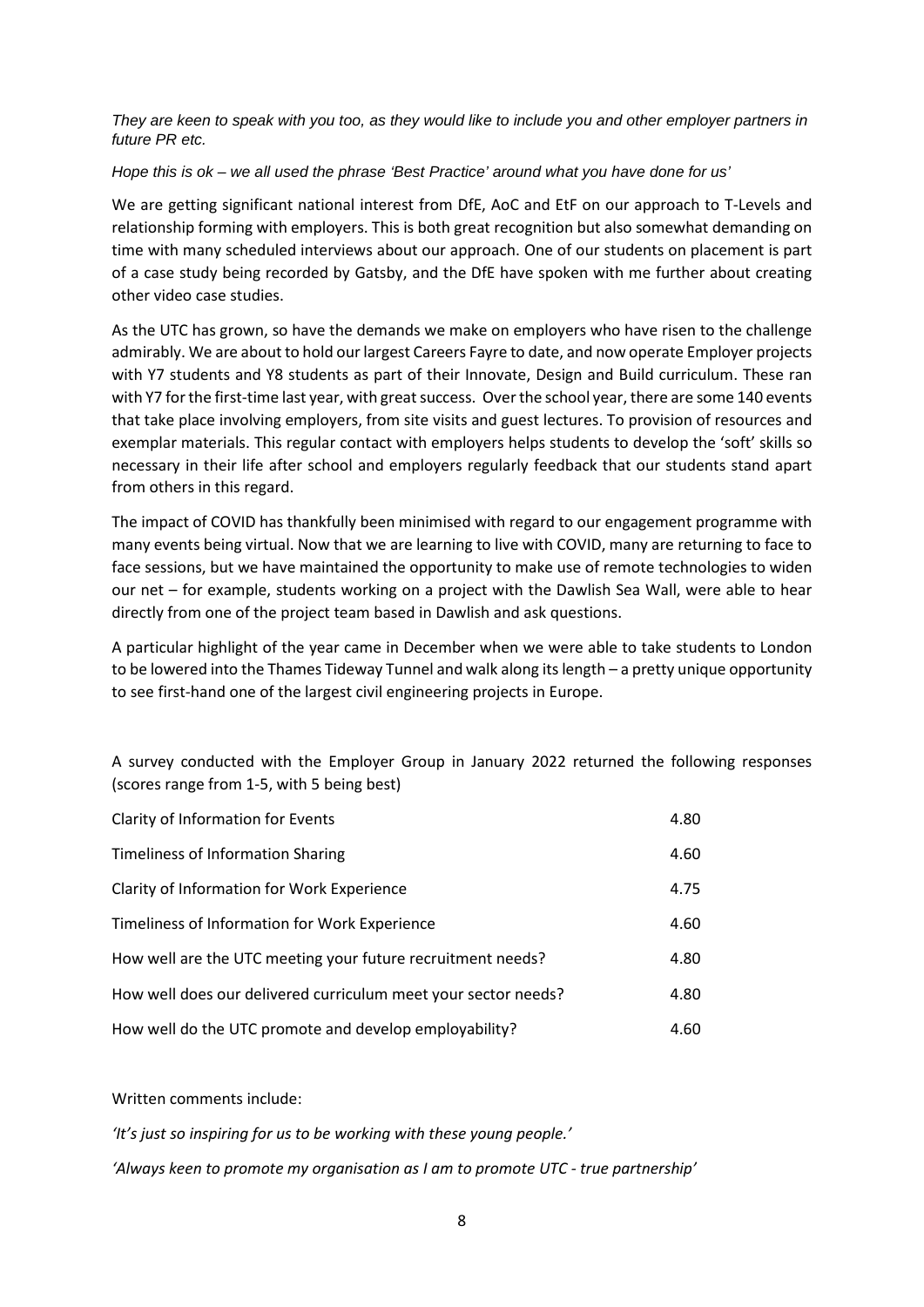*They are keen to speak with you too, as they would like to include you and other employer partners in future PR etc.*

*Hope this is ok – we all used the phrase 'Best Practice' around what you have done for us'*

We are getting significant national interest from DfE, AoC and EtF on our approach to T-Levels and relationship forming with employers. This is both great recognition but also somewhat demanding on time with many scheduled interviews about our approach. One of our students on placement is part of a case study being recorded by Gatsby, and the DfE have spoken with me further about creating other video case studies.

As the UTC has grown, so have the demands we make on employers who have risen to the challenge admirably. We are about to hold our largest Careers Fayre to date, and now operate Employer projects with Y7 students and Y8 students as part of their Innovate, Design and Build curriculum. These ran with Y7 for the first-time last year, with great success. Over the school year, there are some 140 events that take place involving employers, from site visits and guest lectures. To provision of resources and exemplar materials. This regular contact with employers helps students to develop the 'soft' skills so necessary in their life after school and employers regularly feedback that our students stand apart from others in this regard.

The impact of COVID has thankfully been minimised with regard to our engagement programme with many events being virtual. Now that we are learning to live with COVID, many are returning to face to face sessions, but we have maintained the opportunity to make use of remote technologies to widen our net – for example, students working on a project with the Dawlish Sea Wall, were able to hear directly from one of the project team based in Dawlish and ask questions.

A particular highlight of the year came in December when we were able to take students to London to be lowered into the Thames Tideway Tunnel and walk along its length – a pretty unique opportunity to see first-hand one of the largest civil engineering projects in Europe.

A survey conducted with the Employer Group in January 2022 returned the following responses (scores range from 1-5, with 5 being best)

| Question | Score |
|---|---|
| Clarity of Information for Events | 4.80 |
| Timeliness of Information Sharing | 4.60 |
| Clarity of Information for Work Experience | 4.75 |
| Timeliness of Information for Work Experience | 4.60 |
| How well are the UTC meeting your future recruitment needs? | 4.80 |
| How well does our delivered curriculum meet your sector needs? | 4.80 |
| How well do the UTC promote and develop employability? | 4.60 |

Written comments include:

*'It's just so inspiring for us to be working with these young people.'*

*'Always keen to promote my organisation as I am to promote UTC - true partnership'*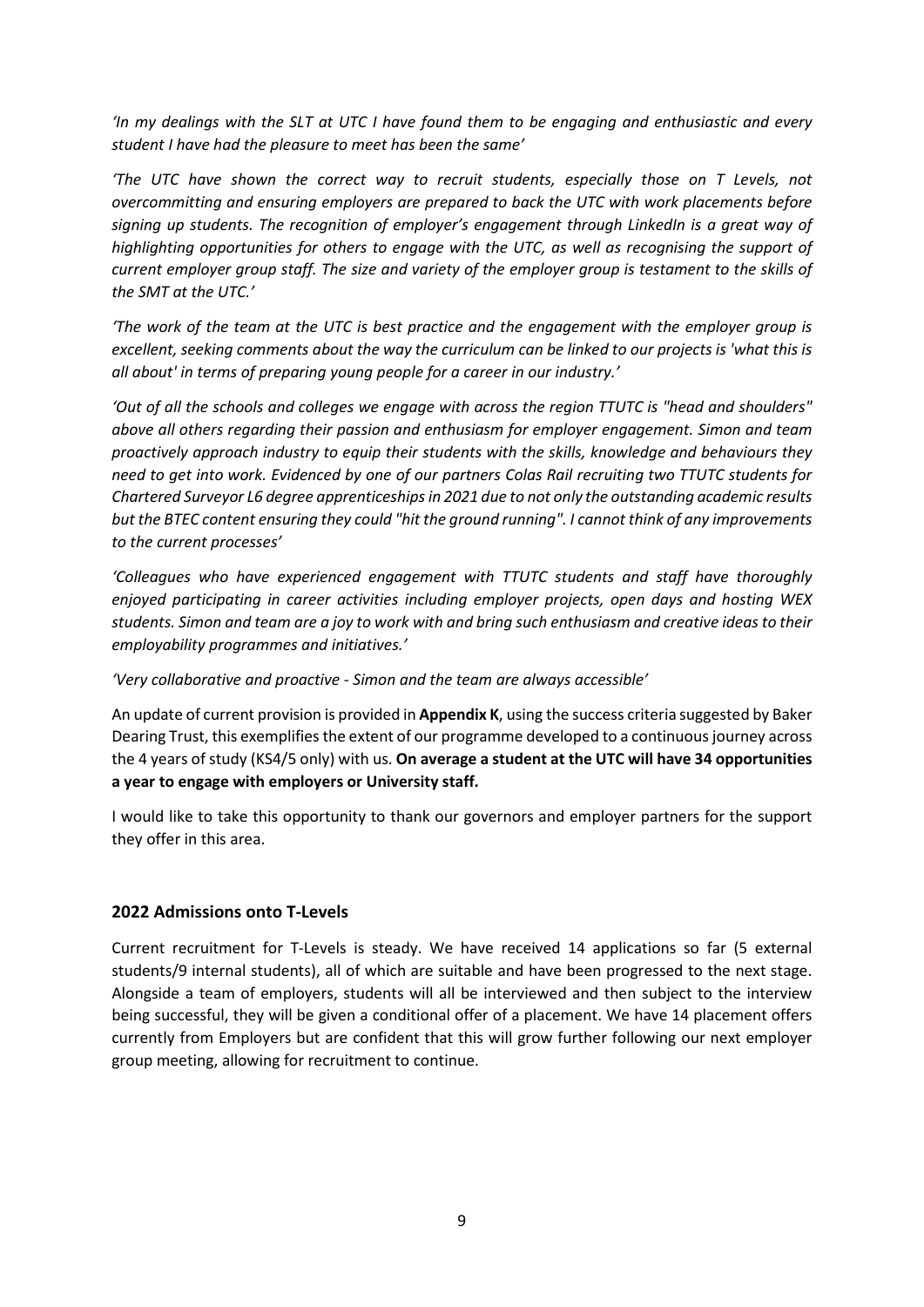*'In my dealings with the SLT at UTC I have found them to be engaging and enthusiastic and every student I have had the pleasure to meet has been the same'*

*'The UTC have shown the correct way to recruit students, especially those on T Levels, not overcommitting and ensuring employers are prepared to back the UTC with work placements before signing up students. The recognition of employer's engagement through LinkedIn is a great way of highlighting opportunities for others to engage with the UTC, as well as recognising the support of current employer group staff. The size and variety of the employer group is testament to the skills of the SMT at the UTC.'*

*'The work of the team at the UTC is best practice and the engagement with the employer group is excellent, seeking comments about the way the curriculum can be linked to our projects is 'what this is all about' in terms of preparing young people for a career in our industry.'*

*'Out of all the schools and colleges we engage with across the region TTUTC is "head and shoulders" above all others regarding their passion and enthusiasm for employer engagement. Simon and team proactively approach industry to equip their students with the skills, knowledge and behaviours they need to get into work. Evidenced by one of our partners Colas Rail recruiting two TTUTC students for Chartered Surveyor L6 degree apprenticeships in 2021 due to not only the outstanding academic results but the BTEC content ensuring they could "hit the ground running". I cannot think of any improvements to the current processes'*

*'Colleagues who have experienced engagement with TTUTC students and staff have thoroughly enjoyed participating in career activities including employer projects, open days and hosting WEX students. Simon and team are a joy to work with and bring such enthusiasm and creative ideas to their employability programmes and initiatives.'*

*'Very collaborative and proactive - Simon and the team are always accessible'*

An update of current provision is provided in **Appendix K**, using the success criteria suggested by Baker Dearing Trust, this exemplifies the extent of our programme developed to a continuous journey across the 4 years of study (KS4/5 only) with us. **On average a student at the UTC will have 34 opportunities a year to engage with employers or University staff.**

I would like to take this opportunity to thank our governors and employer partners for the support they offer in this area.

## 2022 Admissions onto T-Levels

Current recruitment for T-Levels is steady. We have received 14 applications so far (5 external students/9 internal students), all of which are suitable and have been progressed to the next stage. Alongside a team of employers, students will all be interviewed and then subject to the interview being successful, they will be given a conditional offer of a placement. We have 14 placement offers currently from Employers but are confident that this will grow further following our next employer group meeting, allowing for recruitment to continue.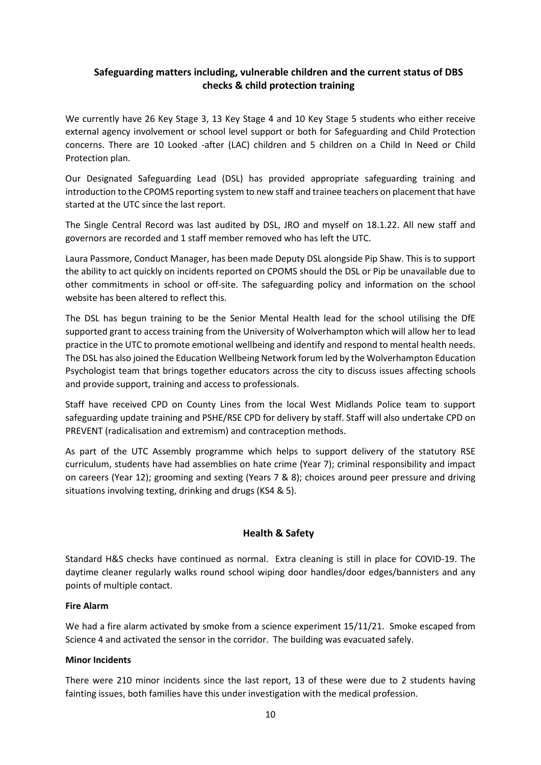## Safeguarding matters including, vulnerable children and the current status of DBS checks & child protection training

We currently have 26 Key Stage 3, 13 Key Stage 4 and 10 Key Stage 5 students who either receive external agency involvement or school level support or both for Safeguarding and Child Protection concerns. There are 10 Looked -after (LAC) children and 5 children on a Child In Need or Child Protection plan.

Our Designated Safeguarding Lead (DSL) has provided appropriate safeguarding training and introduction to the CPOMS reporting system to new staff and trainee teachers on placement that have started at the UTC since the last report.

The Single Central Record was last audited by DSL, JRO and myself on 18.1.22. All new staff and governors are recorded and 1 staff member removed who has left the UTC.

Laura Passmore, Conduct Manager, has been made Deputy DSL alongside Pip Shaw. This is to support the ability to act quickly on incidents reported on CPOMS should the DSL or Pip be unavailable due to other commitments in school or off-site. The safeguarding policy and information on the school website has been altered to reflect this.

The DSL has begun training to be the Senior Mental Health lead for the school utilising the DfE supported grant to access training from the University of Wolverhampton which will allow her to lead practice in the UTC to promote emotional wellbeing and identify and respond to mental health needs. The DSL has also joined the Education Wellbeing Network forum led by the Wolverhampton Education Psychologist team that brings together educators across the city to discuss issues affecting schools and provide support, training and access to professionals.

Staff have received CPD on County Lines from the local West Midlands Police team to support safeguarding update training and PSHE/RSE CPD for delivery by staff. Staff will also undertake CPD on PREVENT (radicalisation and extremism) and contraception methods.

As part of the UTC Assembly programme which helps to support delivery of the statutory RSE curriculum, students have had assemblies on hate crime (Year 7); criminal responsibility and impact on careers (Year 12); grooming and sexting (Years 7 & 8); choices around peer pressure and driving situations involving texting, drinking and drugs (KS4 & 5).

## Health & Safety

Standard H&S checks have continued as normal. Extra cleaning is still in place for COVID-19. The daytime cleaner regularly walks round school wiping door handles/door edges/bannisters and any points of multiple contact.

**Fire Alarm**

We had a fire alarm activated by smoke from a science experiment 15/11/21. Smoke escaped from Science 4 and activated the sensor in the corridor. The building was evacuated safely.

**Minor Incidents**

There were 210 minor incidents since the last report, 13 of these were due to 2 students having fainting issues, both families have this under investigation with the medical profession.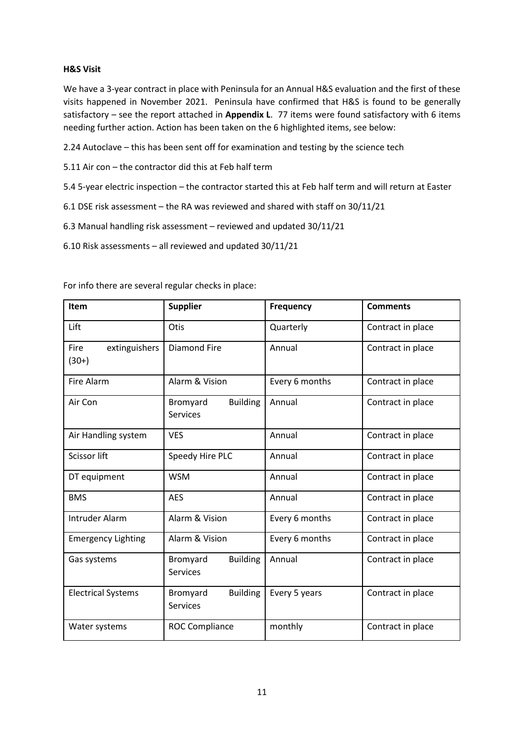**H&S Visit**

We have a 3-year contract in place with Peninsula for an Annual H&S evaluation and the first of these visits happened in November 2021. Peninsula have confirmed that H&S is found to be generally satisfactory – see the report attached in **Appendix L**. 77 items were found satisfactory with 6 items needing further action. Action has been taken on the 6 highlighted items, see below:

2.24 Autoclave – this has been sent off for examination and testing by the science tech

5.11 Air con – the contractor did this at Feb half term

5.4 5-year electric inspection – the contractor started this at Feb half term and will return at Easter

6.1 DSE risk assessment – the RA was reviewed and shared with staff on 30/11/21

6.3 Manual handling risk assessment – reviewed and updated 30/11/21

6.10 Risk assessments – all reviewed and updated 30/11/21

For info there are several regular checks in place:

| Item | Supplier | Frequency | Comments |
|---|---|---|---|
| Lift | Otis | Quarterly | Contract in place |
| Fire extinguishers (30+) | Diamond Fire | Annual | Contract in place |
| Fire Alarm | Alarm & Vision | Every 6 months | Contract in place |
| Air Con | Bromyard Building Services | Annual | Contract in place |
| Air Handling system | VES | Annual | Contract in place |
| Scissor lift | Speedy Hire PLC | Annual | Contract in place |
| DT equipment | WSM | Annual | Contract in place |
| BMS | AES | Annual | Contract in place |
| Intruder Alarm | Alarm & Vision | Every 6 months | Contract in place |
| Emergency Lighting | Alarm & Vision | Every 6 months | Contract in place |
| Gas systems | Bromyard Building Services | Annual | Contract in place |
| Electrical Systems | Bromyard Building Services | Every 5 years | Contract in place |
| Water systems | ROC Compliance | monthly | Contract in place |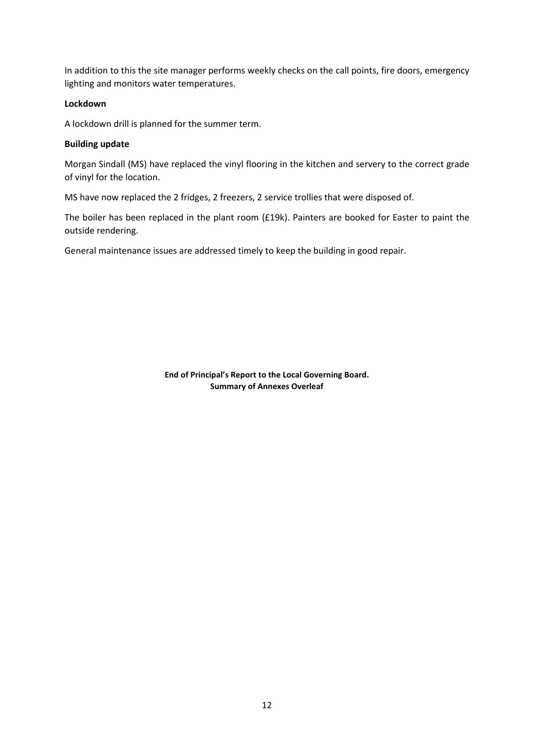In addition to this the site manager performs weekly checks on the call points, fire doors, emergency lighting and monitors water temperatures.

**Lockdown**

A lockdown drill is planned for the summer term.

**Building update**

Morgan Sindall (MS) have replaced the vinyl flooring in the kitchen and servery to the correct grade of vinyl for the location.

MS have now replaced the 2 fridges, 2 freezers, 2 service trollies that were disposed of.

The boiler has been replaced in the plant room (£19k). Painters are booked for Easter to paint the outside rendering.

General maintenance issues are addressed timely to keep the building in good repair.

**End of Principal's Report to the Local Governing Board.**
**Summary of Annexes Overleaf**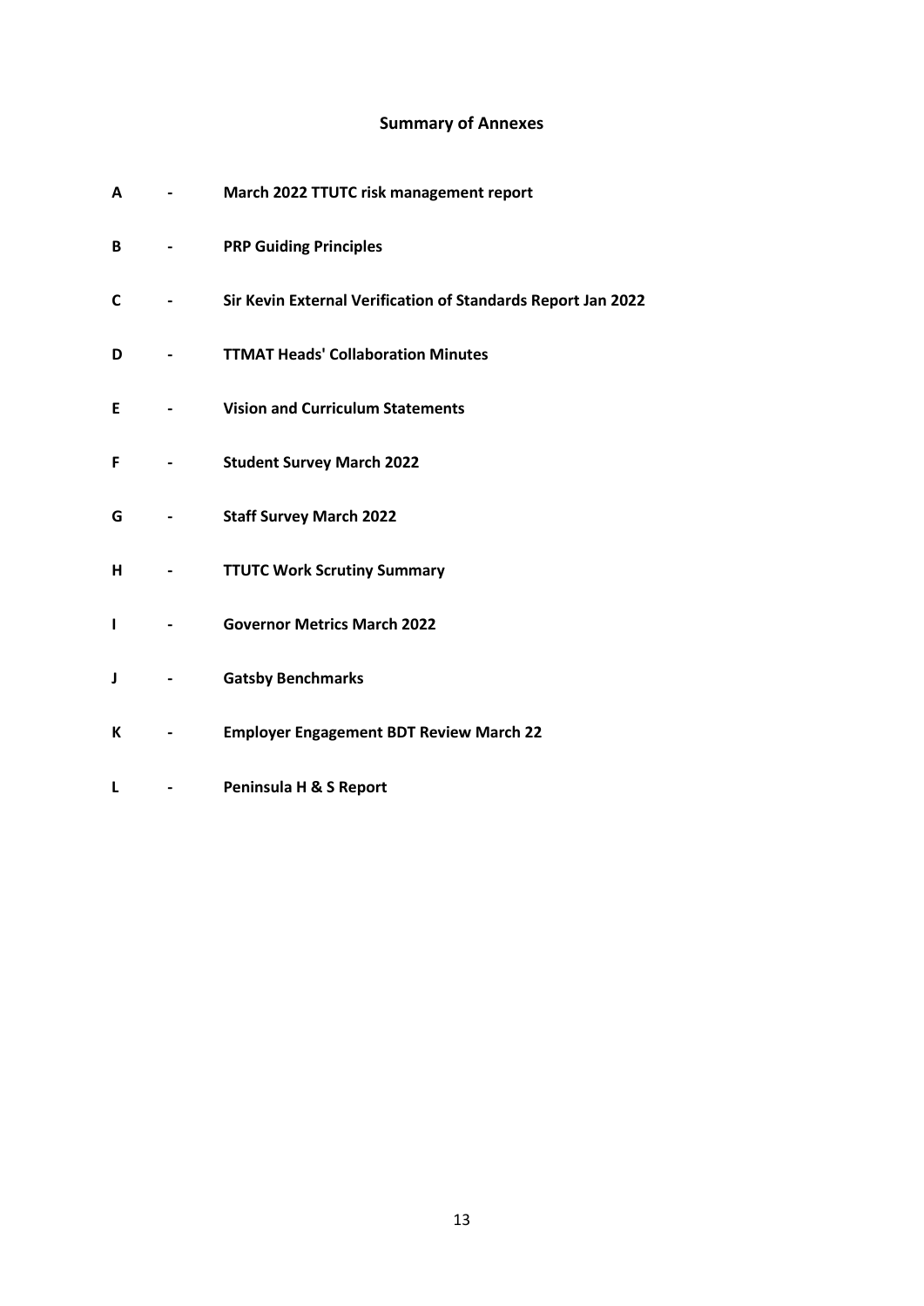## Summary of Annexes

**A - March 2022 TTUTC risk management report**

**B - PRP Guiding Principles**

**C - Sir Kevin External Verification of Standards Report Jan 2022**

**D - TTMAT Heads' Collaboration Minutes**

**E - Vision and Curriculum Statements**

**F - Student Survey March 2022**

**G - Staff Survey March 2022**

**H - TTUTC Work Scrutiny Summary**

**I - Governor Metrics March 2022**

**J - Gatsby Benchmarks**

**K - Employer Engagement BDT Review March 22**

**L - Peninsula H & S Report**